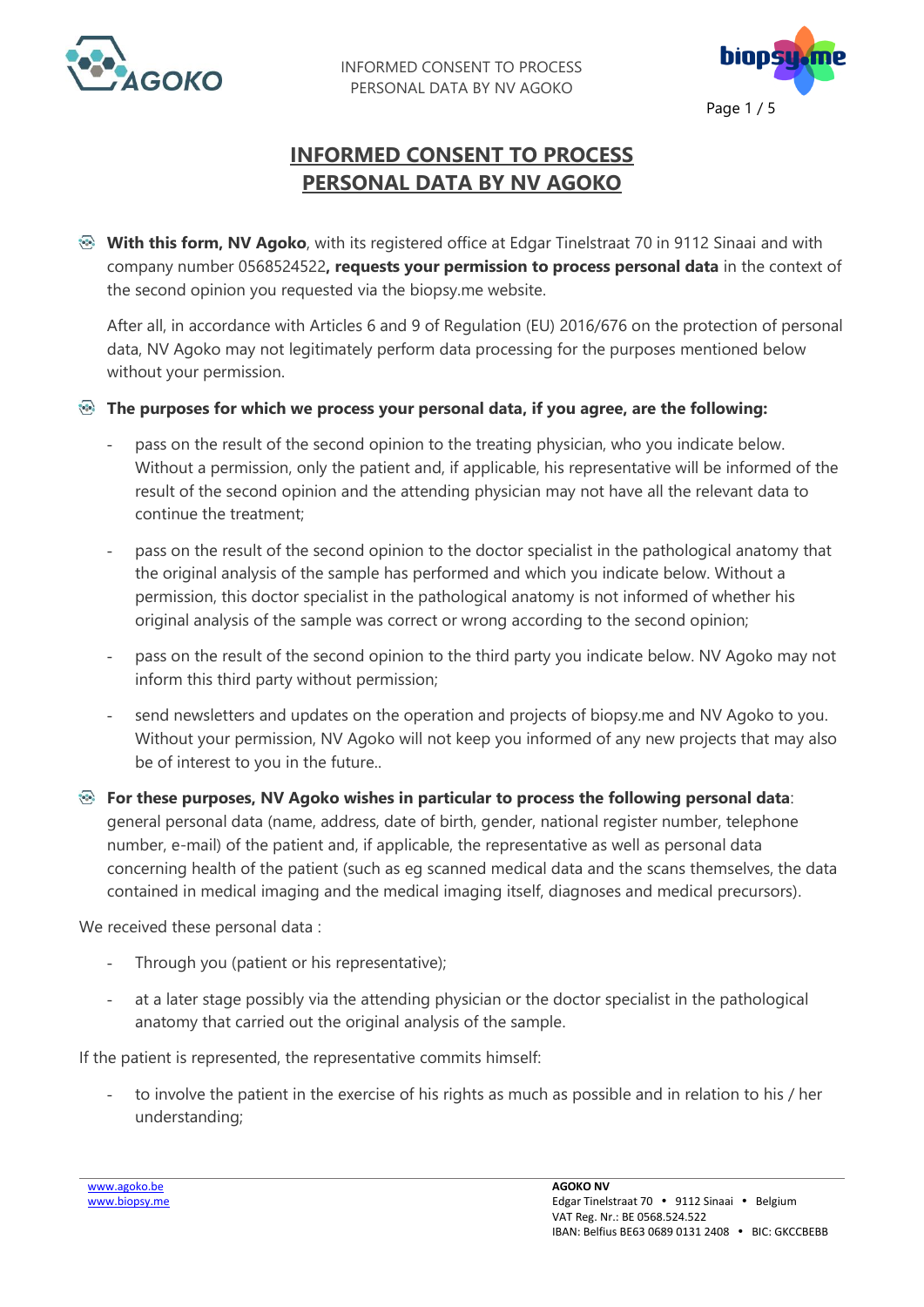# INFORMED CONSENT TO PROCESS PERSONAL DATA BY NV AGOKO

- **With this form, NV Agoko**, with its registered office at Edgar Tinelstraat 70 in 9112 Sinaai and with company number 0568524522**, requests your permission to process personal data** in the context of the second opinion you requested via the biopsy.me website.

  After all, in accordance with Articles 6 and 9 of Regulation (EU) 2016/676 on the protection of personal data, NV Agoko may not legitimately perform data processing for the purposes mentioned below without your permission.

- **The purposes for which we process your personal data, if you agree, are the following:**

  - pass on the result of the second opinion to the treating physician, who you indicate below. Without a permission, only the patient and, if applicable, his representative will be informed of the result of the second opinion and the attending physician may not have all the relevant data to continue the treatment;
  - pass on the result of the second opinion to the doctor specialist in the pathological anatomy that the original analysis of the sample has performed and which you indicate below. Without a permission, this doctor specialist in the pathological anatomy is not informed of whether his original analysis of the sample was correct or wrong according to the second opinion;
  - pass on the result of the second opinion to the third party you indicate below. NV Agoko may not inform this third party without permission;
  - send newsletters and updates on the operation and projects of biopsy.me and NV Agoko to you. Without your permission, NV Agoko will not keep you informed of any new projects that may also be of interest to you in the future..

- **For these purposes, NV Agoko wishes in particular to process the following personal data**: general personal data (name, address, date of birth, gender, national register number, telephone number, e-mail) of the patient and, if applicable, the representative as well as personal data concerning health of the patient (such as eg scanned medical data and the scans themselves, the data contained in medical imaging and the medical imaging itself, diagnoses and medical precursors).

We received these personal data :

- Through you (patient or his representative);
- at a later stage possibly via the attending physician or the doctor specialist in the pathological anatomy that carried out the original analysis of the sample.

If the patient is represented, the representative commits himself:

- to involve the patient in the exercise of his rights as much as possible and in relation to his / her understanding;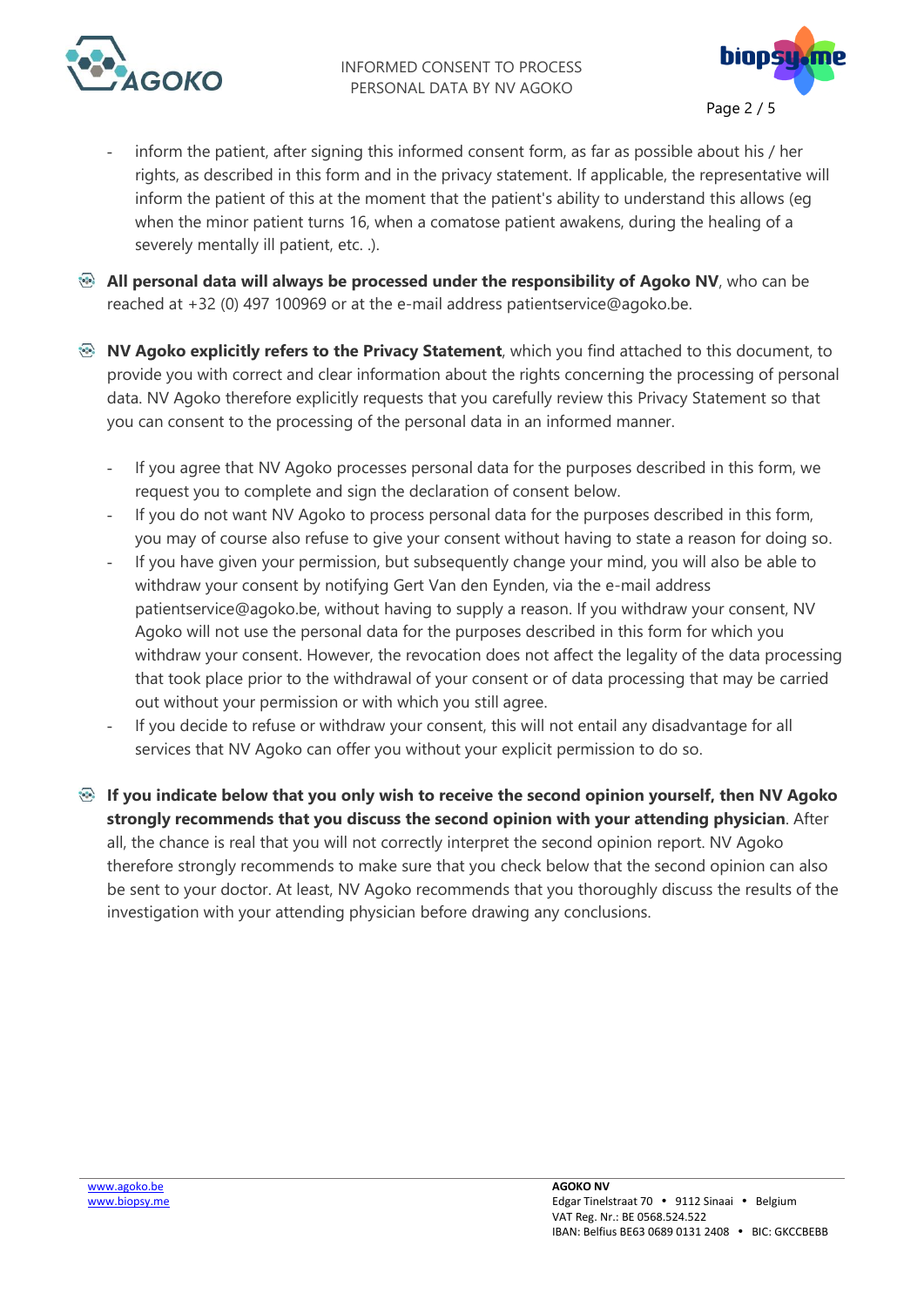- inform the patient, after signing this informed consent form, as far as possible about his / her rights, as described in this form and in the privacy statement. If applicable, the representative will inform the patient of this at the moment that the patient's ability to understand this allows (eg when the minor patient turns 16, when a comatose patient awakens, during the healing of a severely mentally ill patient, etc. .).

- **All personal data will always be processed under the responsibility of Agoko NV**, who can be reached at +32 (0) 497 100969 or at the e-mail address patientservice@agoko.be.

- **NV Agoko explicitly refers to the Privacy Statement**, which you find attached to this document, to provide you with correct and clear information about the rights concerning the processing of personal data. NV Agoko therefore explicitly requests that you carefully review this Privacy Statement so that you can consent to the processing of the personal data in an informed manner.

  - If you agree that NV Agoko processes personal data for the purposes described in this form, we request you to complete and sign the declaration of consent below.
  - If you do not want NV Agoko to process personal data for the purposes described in this form, you may of course also refuse to give your consent without having to state a reason for doing so.
  - If you have given your permission, but subsequently change your mind, you will also be able to withdraw your consent by notifying Gert Van den Eynden, via the e-mail address patientservice@agoko.be, without having to supply a reason. If you withdraw your consent, NV Agoko will not use the personal data for the purposes described in this form for which you withdraw your consent. However, the revocation does not affect the legality of the data processing that took place prior to the withdrawal of your consent or of data processing that may be carried out without your permission or with which you still agree.
  - If you decide to refuse or withdraw your consent, this will not entail any disadvantage for all services that NV Agoko can offer you without your explicit permission to do so.

- **If you indicate below that you only wish to receive the second opinion yourself, then NV Agoko strongly recommends that you discuss the second opinion with your attending physician**. After all, the chance is real that you will not correctly interpret the second opinion report. NV Agoko therefore strongly recommends to make sure that you check below that the second opinion can also be sent to your doctor. At least, NV Agoko recommends that you thoroughly discuss the results of the investigation with your attending physician before drawing any conclusions.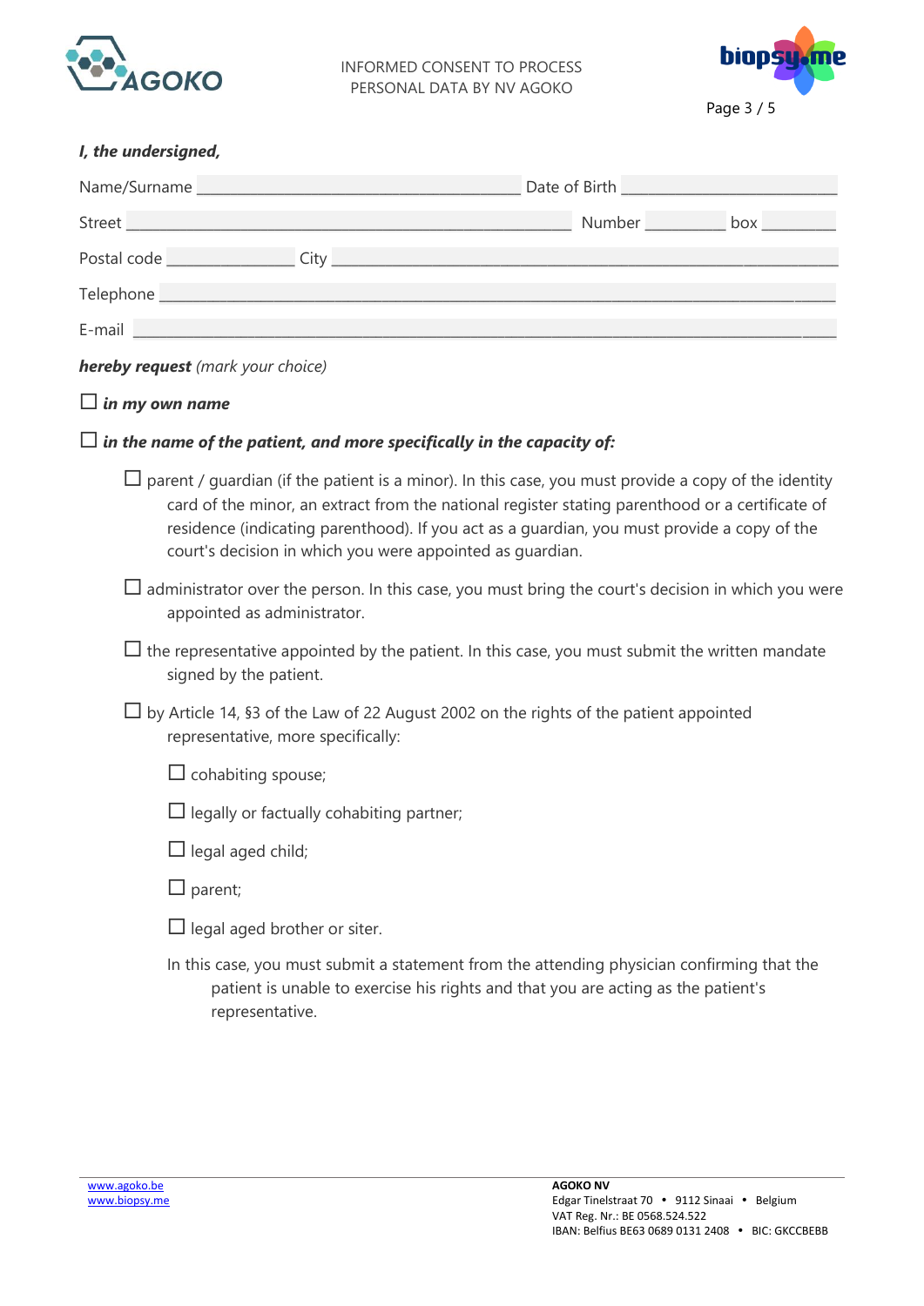***I, the undersigned,***

Name/Surname ________________________________ Date of Birth ______________________

Street ________________________________________________ Number ________ box ________

Postal code ____________ City ______________________________________________________

Telephone __________________________________________________________________________

E-mail _____________________________________________________________________________

***hereby request*** *(mark your choice)*

☐ ***in my own name***

☐ ***in the name of the patient, and more specifically in the capacity of:***

- ☐ parent / guardian (if the patient is a minor). In this case, you must provide a copy of the identity card of the minor, an extract from the national register stating parenthood or a certificate of residence (indicating parenthood). If you act as a guardian, you must provide a copy of the court's decision in which you were appointed as guardian.
- ☐ administrator over the person. In this case, you must bring the court's decision in which you were appointed as administrator.
- ☐ the representative appointed by the patient. In this case, you must submit the written mandate signed by the patient.
- ☐ by Article 14, §3 of the Law of 22 August 2002 on the rights of the patient appointed representative, more specifically:
  - ☐ cohabiting spouse;
  - ☐ legally or factually cohabiting partner;
  - ☐ legal aged child;
  - ☐ parent;
  - ☐ legal aged brother or siter.

  In this case, you must submit a statement from the attending physician confirming that the patient is unable to exercise his rights and that you are acting as the patient's representative.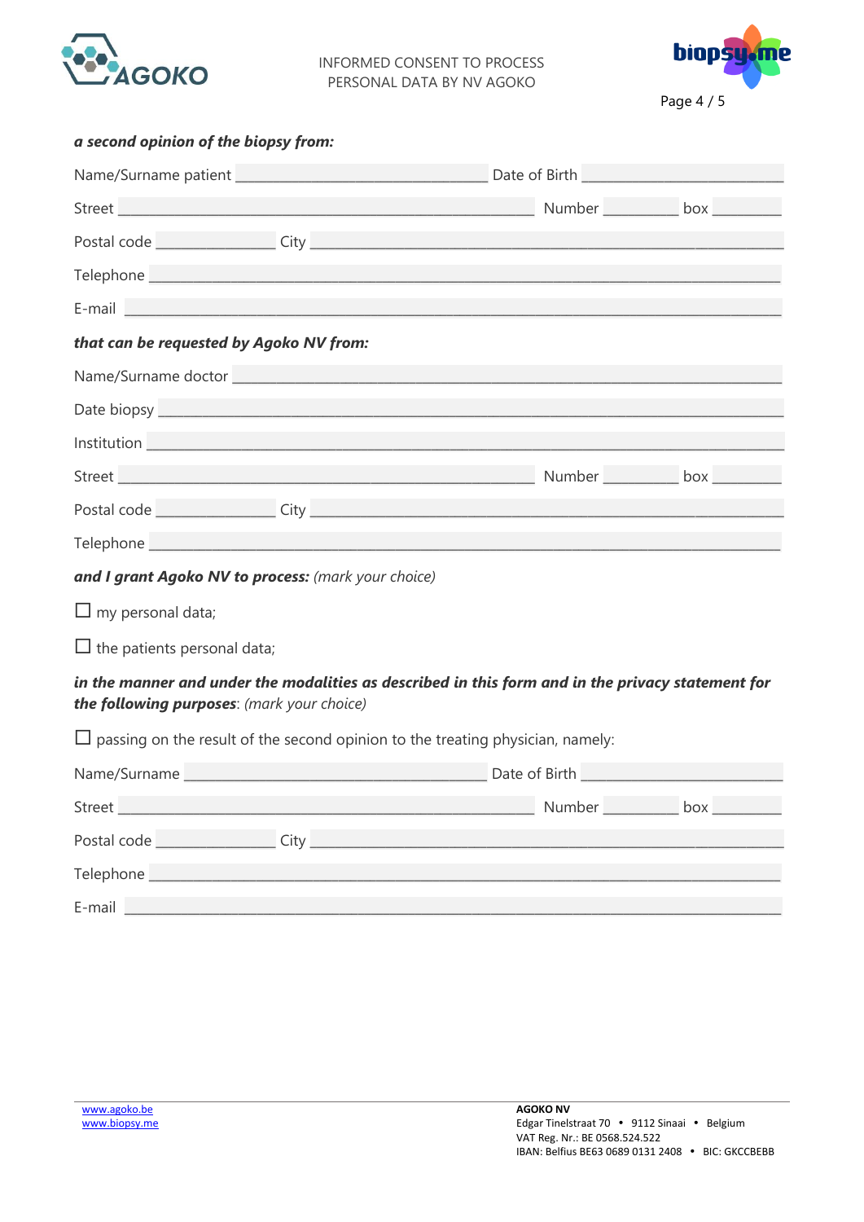***a second opinion of the biopsy from:***

Name/Surname patient ______________________________ Date of Birth ________________________

Street ____________________________________________________ Number _________ box ________

Postal code ______________ City ________________________________________________________

Telephone __________________________________________________________________________

E-mail ____________________________________________________________________________

***that can be requested by Agoko NV from:***

Name/Surname doctor ______________________________________________________________

Date biopsy ________________________________________________________________________

Institution ________________________________________________________________________

Street ____________________________________________________ Number _________ box ________

Postal code ______________ City ________________________________________________________

Telephone __________________________________________________________________________

***and I grant Agoko NV to process:*** *(mark your choice)*

☐ my personal data;

☐ the patients personal data;

***in the manner and under the modalities as described in this form and in the privacy statement for the following purposes***: *(mark your choice)*

☐ passing on the result of the second opinion to the treating physician, namely:

Name/Surname ___________________________________ Date of Birth ________________________

Street ____________________________________________________ Number _________ box ________

Postal code ______________ City ________________________________________________________

Telephone __________________________________________________________________________

E-mail ____________________________________________________________________________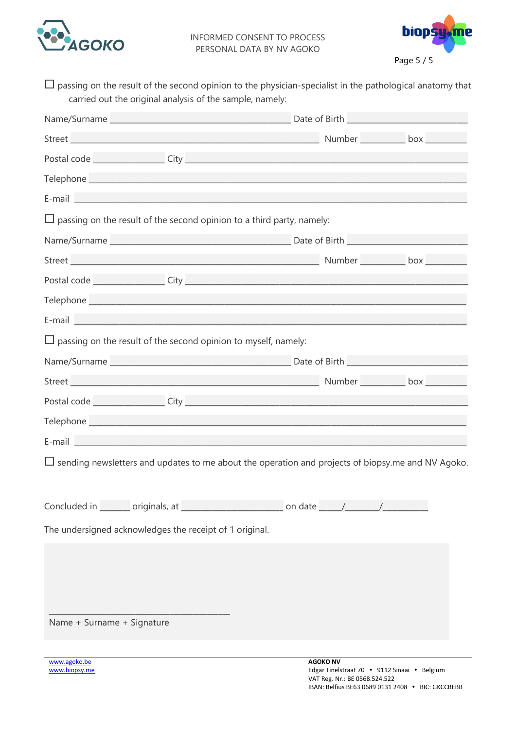☐ passing on the result of the second opinion to the physician-specialist in the pathological anatomy that carried out the original analysis of the sample, namely:

Name/Surname ______________________________ Date of Birth ____________________

Street ______________________________________ Number ________ box ________

Postal code ____________ City ______________________________________________

Telephone ___________________________________________________________

E-mail ______________________________________________________________

☐ passing on the result of the second opinion to a third party, namely:

Name/Surname ______________________________ Date of Birth ____________________

Street ______________________________________ Number ________ box ________

Postal code ____________ City ______________________________________________

Telephone ___________________________________________________________

E-mail ______________________________________________________________

☐ passing on the result of the second opinion to myself, namely:

Name/Surname ______________________________ Date of Birth ____________________

Street ______________________________________ Number ________ box ________

Postal code ____________ City ______________________________________________

Telephone ___________________________________________________________

E-mail ______________________________________________________________

☐ sending newsletters and updates to me about the operation and projects of biopsy.me and NV Agoko.

Concluded in ______ originals, at ____________________ on date _____/_______/_________

The undersigned acknowledges the receipt of 1 original.

_________________________________________

Name + Surname + Signature

www.agoko.be
www.biopsy.me

**AGOKO NV**
Edgar Tinelstraat 70 • 9112 Sinaai • Belgium
VAT Reg. Nr.: BE 0568.524.522
IBAN: Belfius BE63 0689 0131 2408 • BIC: GKCCBEBB